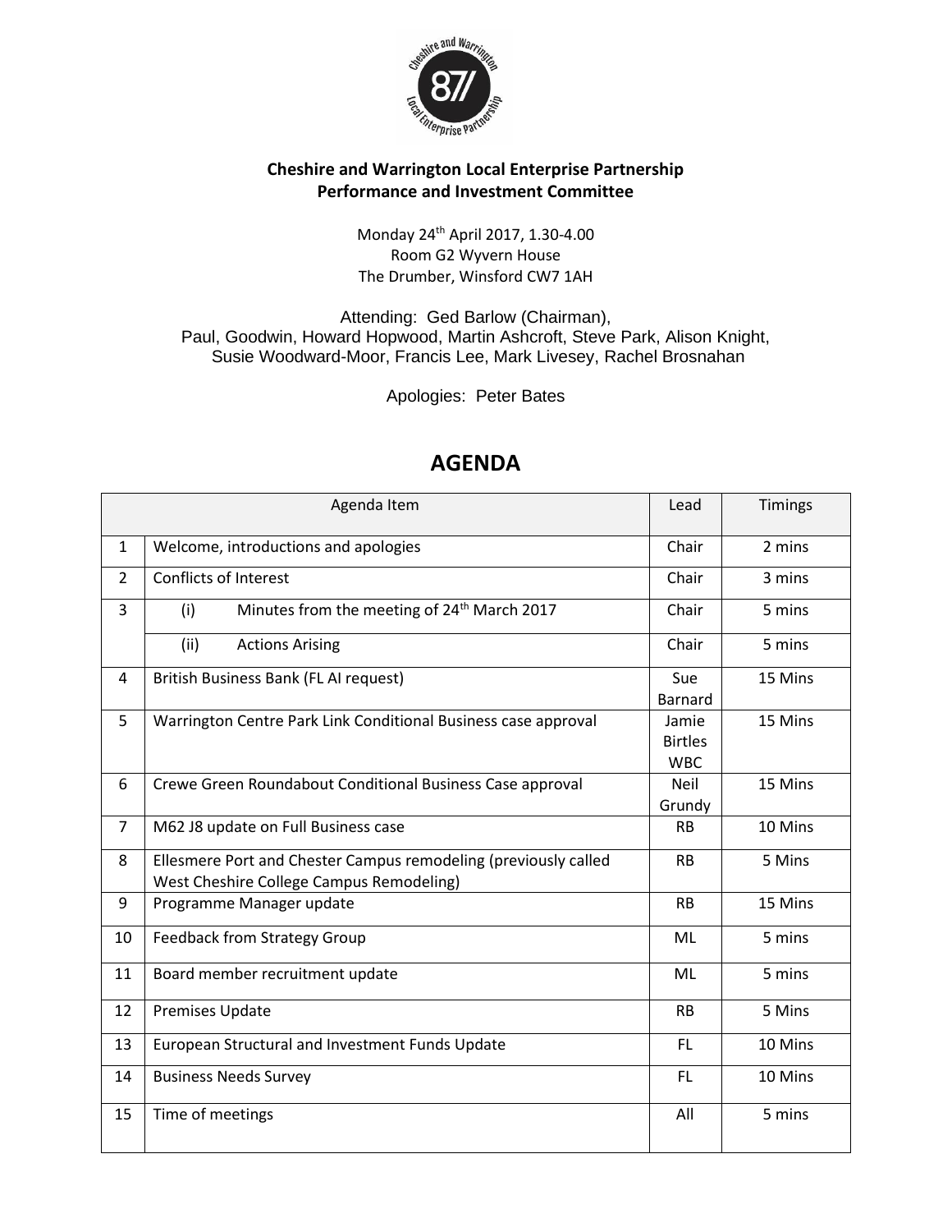**Cheshire and Warrington Local Enterprise Partnership**
**Performance and Investment Committee**

Monday 24th April 2017, 1.30-4.00
Room G2 Wyvern House
The Drumber, Winsford CW7 1AH

Attending: Ged Barlow (Chairman),
Paul, Goodwin, Howard Hopwood, Martin Ashcroft, Steve Park, Alison Knight, Susie Woodward-Moor, Francis Lee, Mark Livesey, Rachel Brosnahan

Apologies: Peter Bates

# AGENDA

| | Agenda Item | Lead | Timings |
|---|---|---|---|
| 1 | Welcome, introductions and apologies | Chair | 2 mins |
| 2 | Conflicts of Interest | Chair | 3 mins |
| 3 | (i) Minutes from the meeting of 24th March 2017 | Chair | 5 mins |
| | (ii) Actions Arising | Chair | 5 mins |
| 4 | British Business Bank (FL AI request) | Sue Barnard | 15 Mins |
| 5 | Warrington Centre Park Link Conditional Business case approval | Jamie Birtles WBC | 15 Mins |
| 6 | Crewe Green Roundabout Conditional Business Case approval | Neil Grundy | 15 Mins |
| 7 | M62 J8 update on Full Business case | RB | 10 Mins |
| 8 | Ellesmere Port and Chester Campus remodeling (previously called West Cheshire College Campus Remodeling) | RB | 5 Mins |
| 9 | Programme Manager update | RB | 15 Mins |
| 10 | Feedback from Strategy Group | ML | 5 mins |
| 11 | Board member recruitment update | ML | 5 mins |
| 12 | Premises Update | RB | 5 Mins |
| 13 | European Structural and Investment Funds Update | FL | 10 Mins |
| 14 | Business Needs Survey | FL | 10 Mins |
| 15 | Time of meetings | All | 5 mins |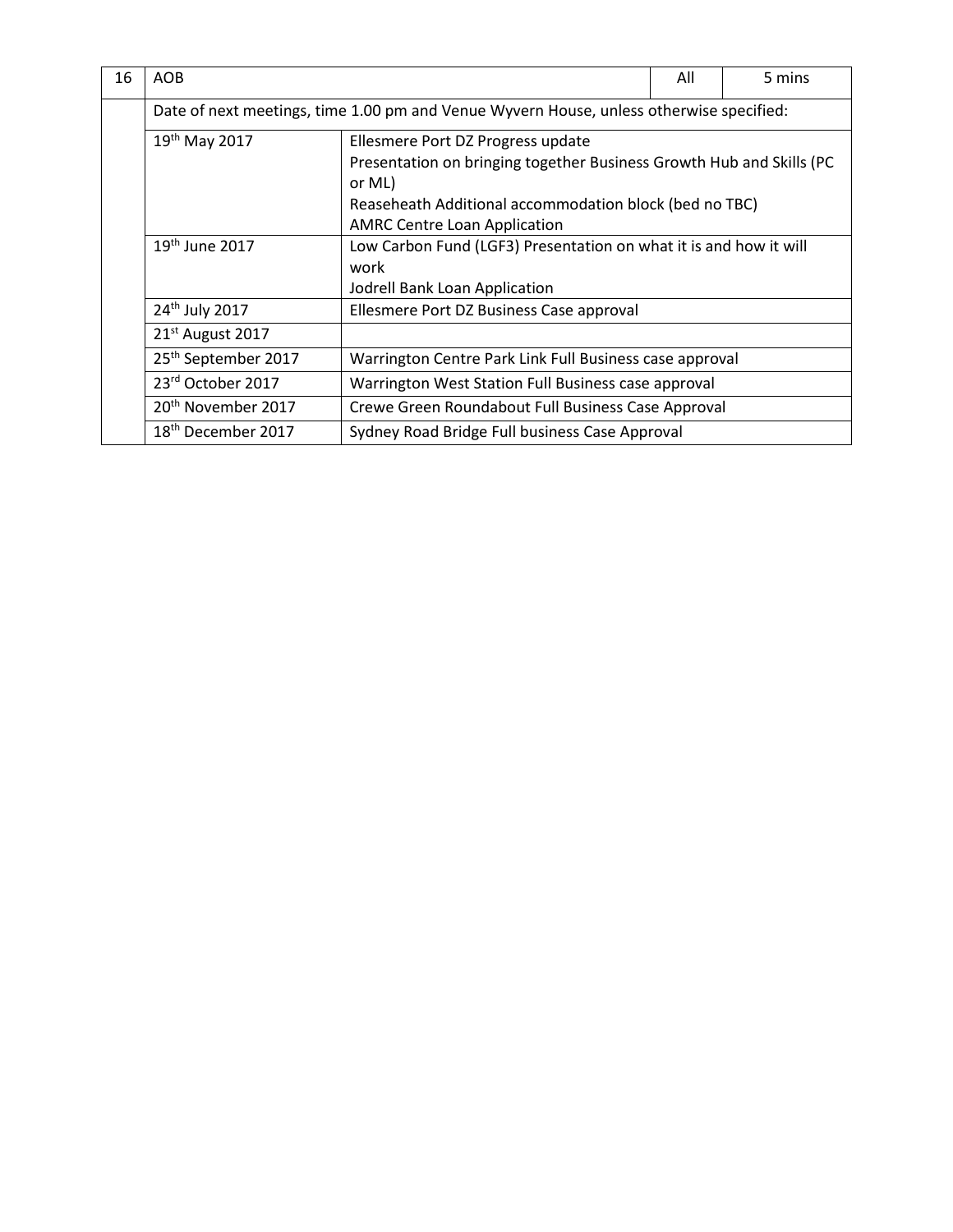| | | | | |
|---|---|---|---|---|
| 16 | AOB | | All | 5 mins |
| | Date of next meetings, time 1.00 pm and Venue Wyvern House, unless otherwise specified: | | | |
| | 19th May 2017 | Ellesmere Port DZ Progress update<br>Presentation on bringing together Business Growth Hub and Skills (PC or ML)<br>Reaseheath Additional accommodation block (bed no TBC)<br>AMRC Centre Loan Application | | |
| | 19th June 2017 | Low Carbon Fund (LGF3) Presentation on what it is and how it will work<br>Jodrell Bank Loan Application | | |
| | 24th July 2017 | Ellesmere Port DZ Business Case approval | | |
| | 21st August 2017 | | | |
| | 25th September 2017 | Warrington Centre Park Link Full Business case approval | | |
| | 23rd October 2017 | Warrington West Station Full Business case approval | | |
| | 20th November 2017 | Crewe Green Roundabout Full Business Case Approval | | |
| | 18th December 2017 | Sydney Road Bridge Full business Case Approval | | |